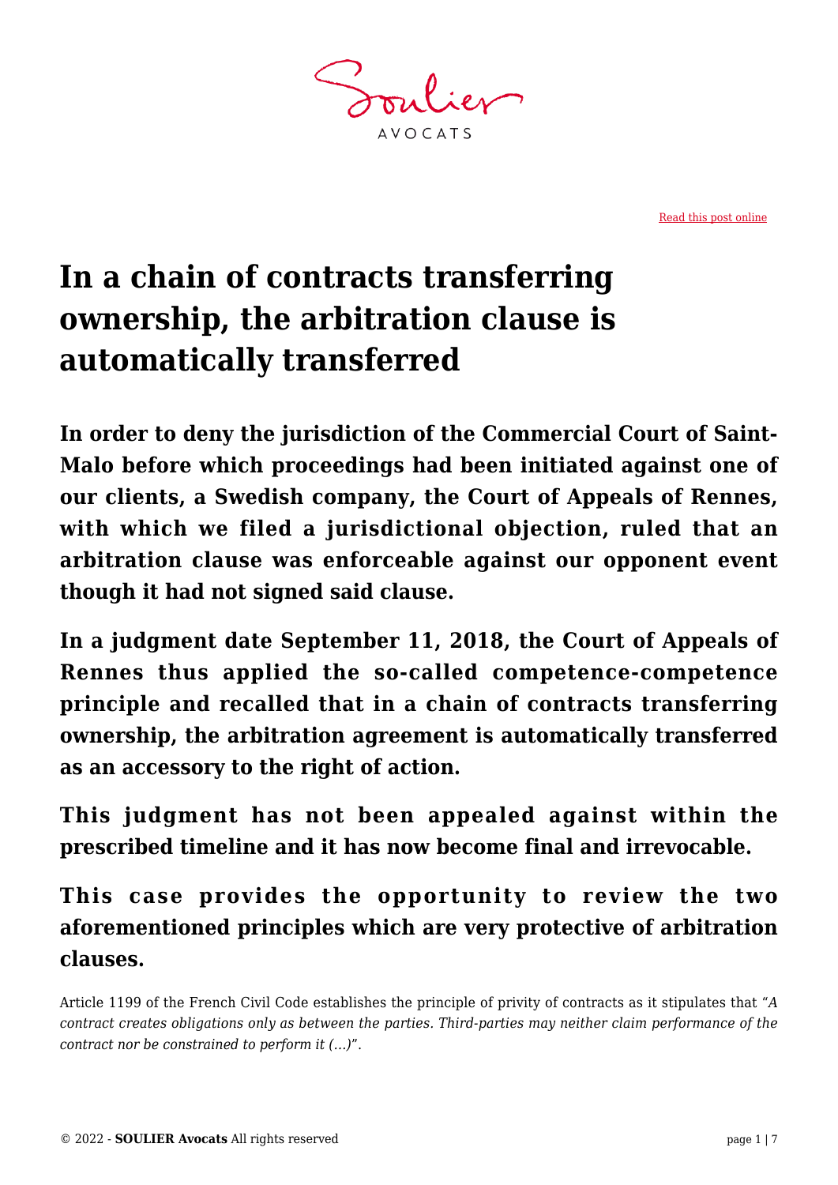[Read this post online](#)

# In a chain of contracts transferring ownership, the arbitration clause is automatically transferred

**In order to deny the jurisdiction of the Commercial Court of Saint-Malo before which proceedings had been initiated against one of our clients, a Swedish company, the Court of Appeals of Rennes, with which we filed a jurisdictional objection, ruled that an arbitration clause was enforceable against our opponent event though it had not signed said clause.**

**In a judgment date September 11, 2018, the Court of Appeals of Rennes thus applied the so-called competence-competence principle and recalled that in a chain of contracts transferring ownership, the arbitration agreement is automatically transferred as an accessory to the right of action.**

**This judgment has not been appealed against within the prescribed timeline and it has now become final and irrevocable.**

**This case provides the opportunity to review the two aforementioned principles which are very protective of arbitration clauses.**

Article 1199 of the French Civil Code establishes the principle of privity of contracts as it stipulates that "*A contract creates obligations only as between the parties. Third-parties may neither claim performance of the contract nor be constrained to perform it (…)*".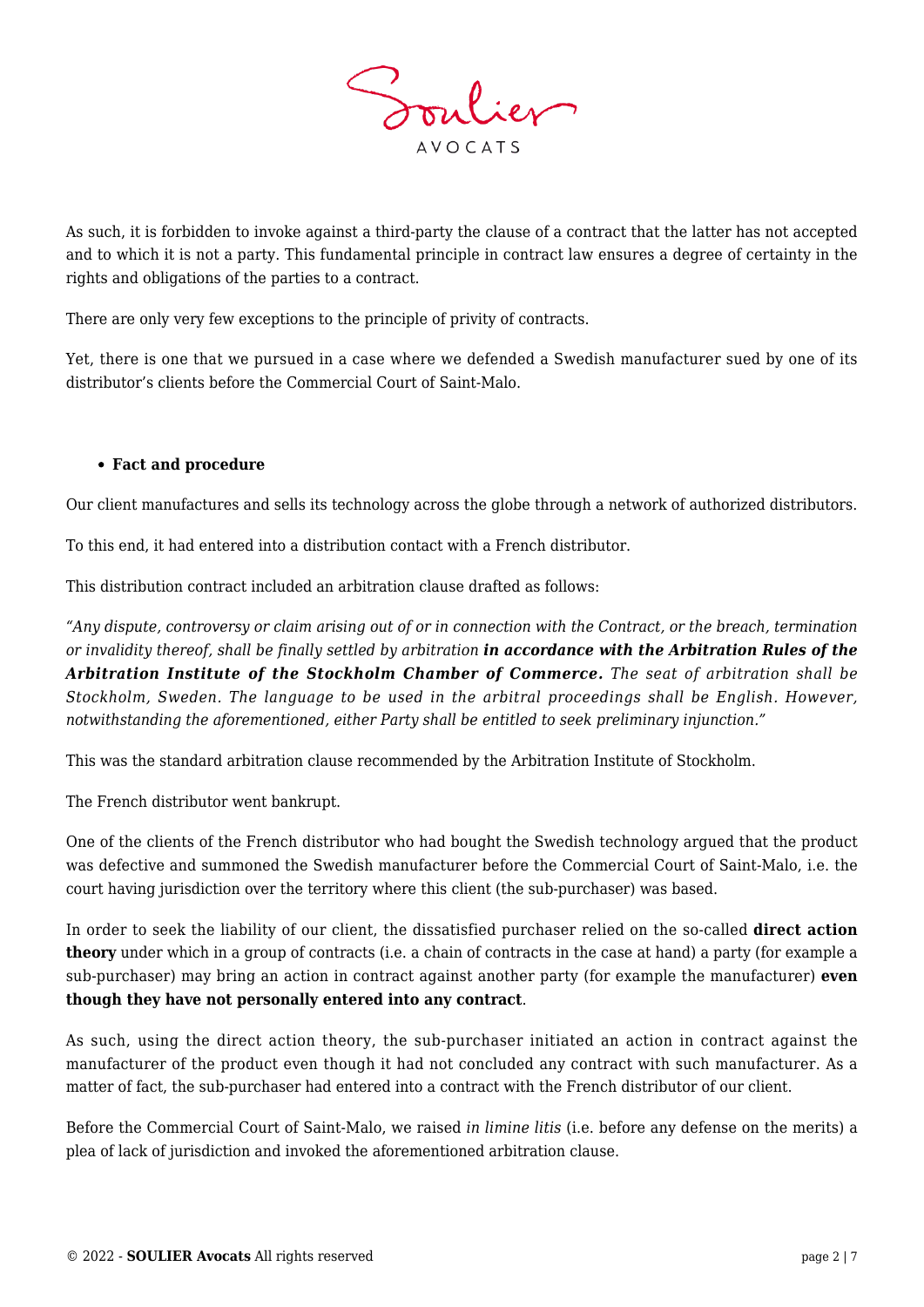As such, it is forbidden to invoke against a third-party the clause of a contract that the latter has not accepted and to which it is not a party. This fundamental principle in contract law ensures a degree of certainty in the rights and obligations of the parties to a contract.

There are only very few exceptions to the principle of privity of contracts.

Yet, there is one that we pursued in a case where we defended a Swedish manufacturer sued by one of its distributor's clients before the Commercial Court of Saint-Malo.

- **Fact and procedure**

Our client manufactures and sells its technology across the globe through a network of authorized distributors.

To this end, it had entered into a distribution contact with a French distributor.

This distribution contract included an arbitration clause drafted as follows:

*"Any dispute, controversy or claim arising out of or in connection with the Contract, or the breach, termination or invalidity thereof, shall be finally settled by arbitration* ***in accordance with the Arbitration Rules of the Arbitration Institute of the Stockholm Chamber of Commerce.*** *The seat of arbitration shall be Stockholm, Sweden. The language to be used in the arbitral proceedings shall be English. However, notwithstanding the aforementioned, either Party shall be entitled to seek preliminary injunction."*

This was the standard arbitration clause recommended by the Arbitration Institute of Stockholm.

The French distributor went bankrupt.

One of the clients of the French distributor who had bought the Swedish technology argued that the product was defective and summoned the Swedish manufacturer before the Commercial Court of Saint-Malo, i.e. the court having jurisdiction over the territory where this client (the sub-purchaser) was based.

In order to seek the liability of our client, the dissatisfied purchaser relied on the so-called **direct action theory** under which in a group of contracts (i.e. a chain of contracts in the case at hand) a party (for example a sub-purchaser) may bring an action in contract against another party (for example the manufacturer) **even though they have not personally entered into any contract**.

As such, using the direct action theory, the sub-purchaser initiated an action in contract against the manufacturer of the product even though it had not concluded any contract with such manufacturer. As a matter of fact, the sub-purchaser had entered into a contract with the French distributor of our client.

Before the Commercial Court of Saint-Malo, we raised *in limine litis* (i.e. before any defense on the merits) a plea of lack of jurisdiction and invoked the aforementioned arbitration clause.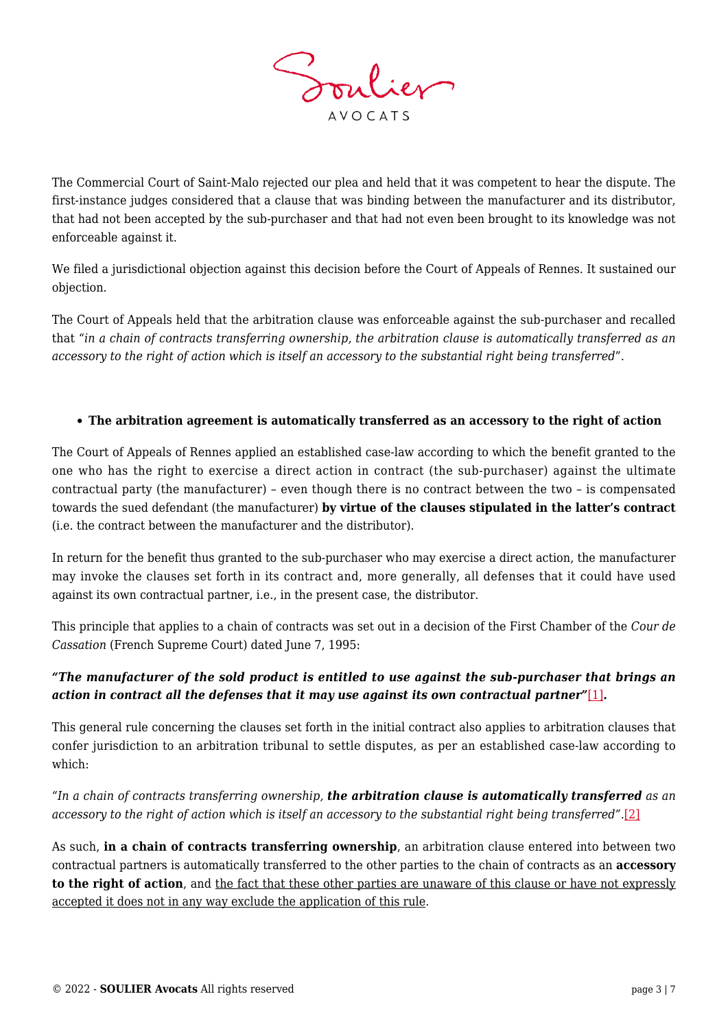The Commercial Court of Saint-Malo rejected our plea and held that it was competent to hear the dispute. The first-instance judges considered that a clause that was binding between the manufacturer and its distributor, that had not been accepted by the sub-purchaser and that had not even been brought to its knowledge was not enforceable against it.

We filed a jurisdictional objection against this decision before the Court of Appeals of Rennes. It sustained our objection.

The Court of Appeals held that the arbitration clause was enforceable against the sub-purchaser and recalled that "*in a chain of contracts transferring ownership, the arbitration clause is automatically transferred as an accessory to the right of action which is itself an accessory to the substantial right being transferred*".

- **The arbitration agreement is automatically transferred as an accessory to the right of action**

The Court of Appeals of Rennes applied an established case-law according to which the benefit granted to the one who has the right to exercise a direct action in contract (the sub-purchaser) against the ultimate contractual party (the manufacturer) – even though there is no contract between the two – is compensated towards the sued defendant (the manufacturer) **by virtue of the clauses stipulated in the latter's contract** (i.e. the contract between the manufacturer and the distributor).

In return for the benefit thus granted to the sub-purchaser who may exercise a direct action, the manufacturer may invoke the clauses set forth in its contract and, more generally, all defenses that it could have used against its own contractual partner, i.e., in the present case, the distributor.

This principle that applies to a chain of contracts was set out in a decision of the First Chamber of the *Cour de Cassation* (French Supreme Court) dated June 7, 1995:

***"The manufacturer of the sold product is entitled to use against the sub-purchaser that brings an action in contract all the defenses that it may use against its own contractual partner"*[1].**

This general rule concerning the clauses set forth in the initial contract also applies to arbitration clauses that confer jurisdiction to an arbitration tribunal to settle disputes, as per an established case-law according to which:

*"In a chain of contracts transferring ownership, **the arbitration clause is automatically transferred** as an accessory to the right of action which is itself an accessory to the substantial right being transferred".*[2]

As such, **in a chain of contracts transferring ownership**, an arbitration clause entered into between two contractual partners is automatically transferred to the other parties to the chain of contracts as an **accessory to the right of action**, and <u>the fact that these other parties are unaware of this clause or have not expressly accepted it does not in any way exclude the application of this rule</u>.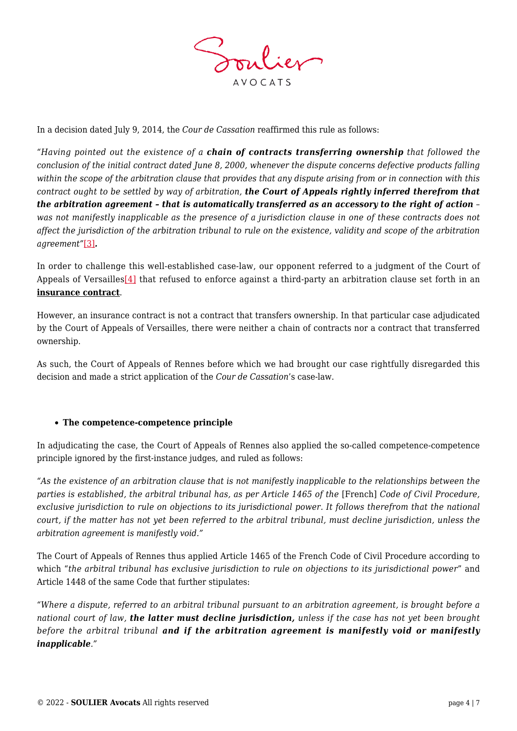In a decision dated July 9, 2014, the *Cour de Cassation* reaffirmed this rule as follows:

*"Having pointed out the existence of a* ***chain of contracts transferring ownership*** *that followed the conclusion of the initial contract dated June 8, 2000, whenever the dispute concerns defective products falling within the scope of the arbitration clause that provides that any dispute arising from or in connection with this contract ought to be settled by way of arbitration,* ***the Court of Appeals rightly inferred therefrom that the arbitration agreement – that is automatically transferred as an accessory to the right of action*** *– was not manifestly inapplicable as the presence of a jurisdiction clause in one of these contracts does not affect the jurisdiction of the arbitration tribunal to rule on the existence, validity and scope of the arbitration agreement"*[3]**.**

In order to challenge this well-established case-law, our opponent referred to a judgment of the Court of Appeals of Versailles[4] that refused to enforce against a third-party an arbitration clause set forth in an **insurance contract**.

However, an insurance contract is not a contract that transfers ownership. In that particular case adjudicated by the Court of Appeals of Versailles, there were neither a chain of contracts nor a contract that transferred ownership.

As such, the Court of Appeals of Rennes before which we had brought our case rightfully disregarded this decision and made a strict application of the *Cour de Cassation*'s case-law.

- **The competence-competence principle**

In adjudicating the case, the Court of Appeals of Rennes also applied the so-called competence-competence principle ignored by the first-instance judges, and ruled as follows:

*"As the existence of an arbitration clause that is not manifestly inapplicable to the relationships between the parties is established, the arbitral tribunal has, as per Article 1465 of the* [French] *Code of Civil Procedure, exclusive jurisdiction to rule on objections to its jurisdictional power. It follows therefrom that the national court, if the matter has not yet been referred to the arbitral tribunal, must decline jurisdiction, unless the arbitration agreement is manifestly void."*

The Court of Appeals of Rennes thus applied Article 1465 of the French Code of Civil Procedure according to which "*the arbitral tribunal has exclusive jurisdiction to rule on objections to its jurisdictional power*" and Article 1448 of the same Code that further stipulates:

*"Where a dispute, referred to an arbitral tribunal pursuant to an arbitration agreement, is brought before a national court of law,* ***the latter must decline jurisdiction,*** *unless if the case has not yet been brought before the arbitral tribunal* ***and if the arbitration agreement is manifestly void or manifestly inapplicable****."*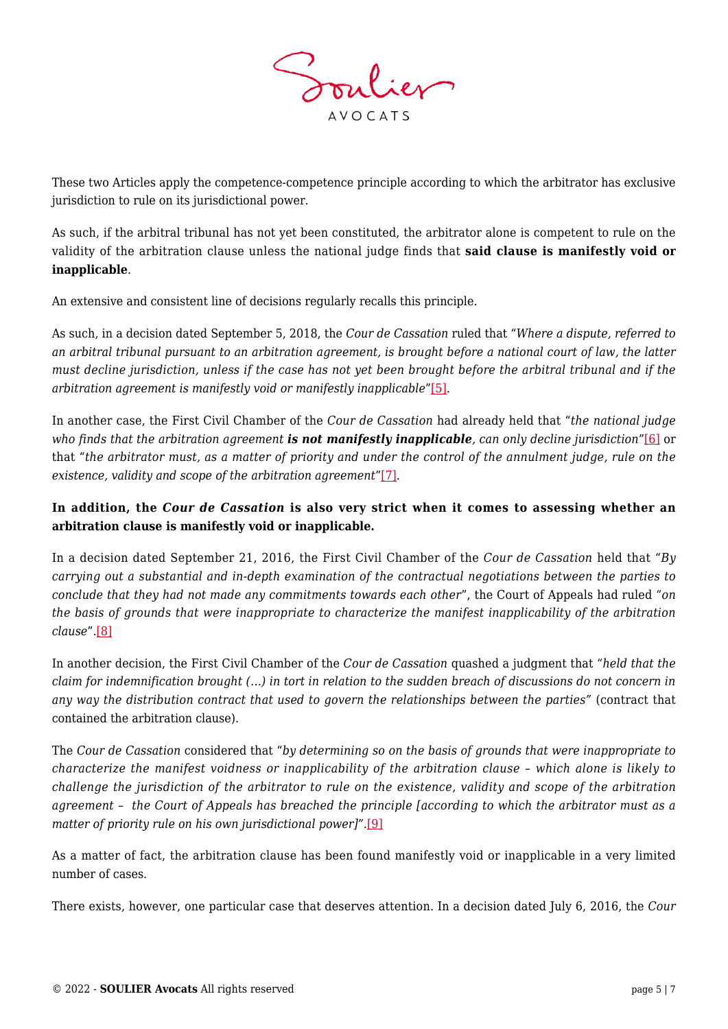These two Articles apply the competence-competence principle according to which the arbitrator has exclusive jurisdiction to rule on its jurisdictional power.

As such, if the arbitral tribunal has not yet been constituted, the arbitrator alone is competent to rule on the validity of the arbitration clause unless the national judge finds that **said clause is manifestly void or inapplicable**.

An extensive and consistent line of decisions regularly recalls this principle.

As such, in a decision dated September 5, 2018, the *Cour de Cassation* ruled that "*Where a dispute, referred to an arbitral tribunal pursuant to an arbitration agreement, is brought before a national court of law, the latter must decline jurisdiction, unless if the case has not yet been brought before the arbitral tribunal and if the arbitration agreement is manifestly void or manifestly inapplicable*"[5].

In another case, the First Civil Chamber of the *Cour de Cassation* had already held that "*the national judge who finds that the arbitration agreement **is not manifestly inapplicable**, can only decline jurisdiction*"[6] or that "*the arbitrator must, as a matter of priority and under the control of the annulment judge, rule on the existence, validity and scope of the arbitration agreement*"[7].

**In addition, the *Cour de Cassation* is also very strict when it comes to assessing whether an arbitration clause is manifestly void or inapplicable.**

In a decision dated September 21, 2016, the First Civil Chamber of the *Cour de Cassation* held that "*By carrying out a substantial and in-depth examination of the contractual negotiations between the parties to conclude that they had not made any commitments towards each other*", the Court of Appeals had ruled "*on the basis of grounds that were inappropriate to characterize the manifest inapplicability of the arbitration clause*".[8]

In another decision, the First Civil Chamber of the *Cour de Cassation* quashed a judgment that "*held that the claim for indemnification brought (…) in tort in relation to the sudden breach of discussions do not concern in any way the distribution contract that used to govern the relationships between the parties"* (contract that contained the arbitration clause).

The *Cour de Cassation* considered that "*by determining so on the basis of grounds that were inappropriate to characterize the manifest voidness or inapplicability of the arbitration clause – which alone is likely to challenge the jurisdiction of the arbitrator to rule on the existence, validity and scope of the arbitration agreement – the Court of Appeals has breached the principle [according to which the arbitrator must as a matter of priority rule on his own jurisdictional power]*".[9]

As a matter of fact, the arbitration clause has been found manifestly void or inapplicable in a very limited number of cases.

There exists, however, one particular case that deserves attention. In a decision dated July 6, 2016, the *Cour*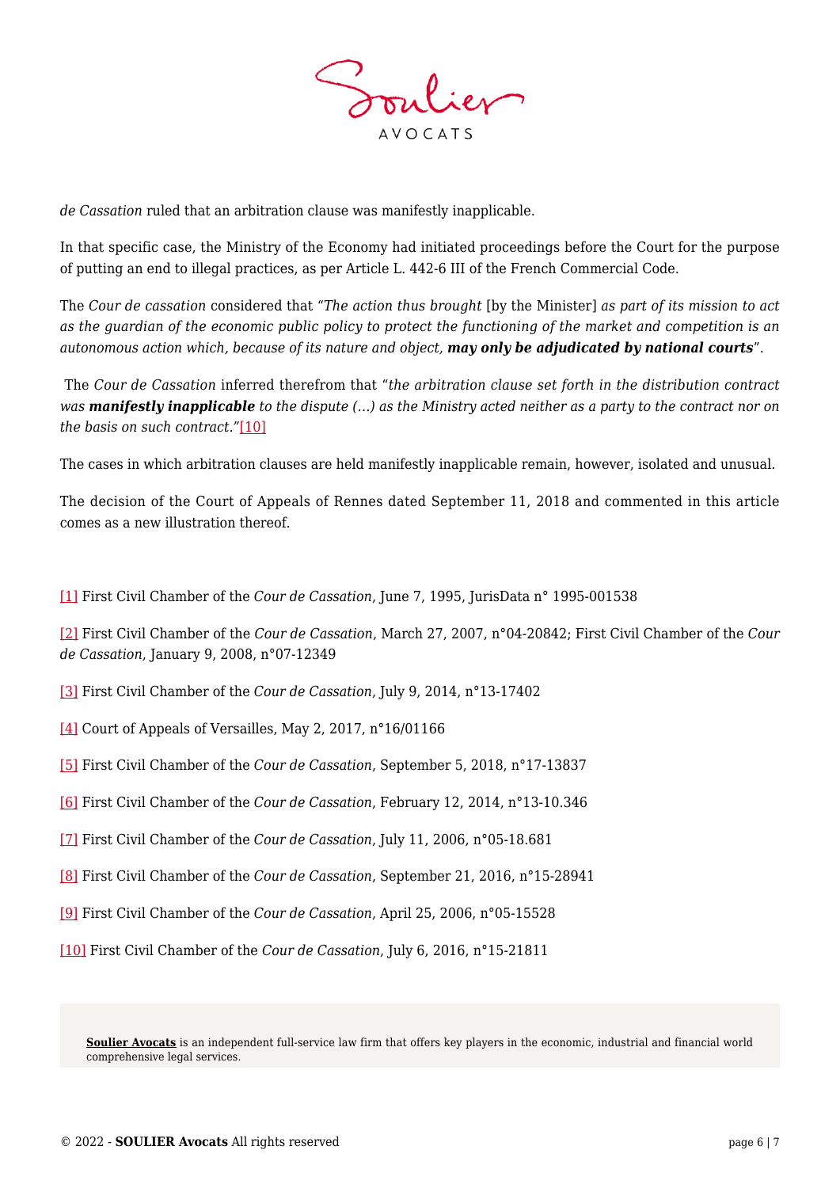*de Cassation* ruled that an arbitration clause was manifestly inapplicable.

In that specific case, the Ministry of the Economy had initiated proceedings before the Court for the purpose of putting an end to illegal practices, as per Article L. 442-6 III of the French Commercial Code.

The *Cour de cassation* considered that "*The action thus brought* [by the Minister] *as part of its mission to act as the guardian of the economic public policy to protect the functioning of the market and competition is an autonomous action which, because of its nature and object,* ***may only be adjudicated by national courts***".

The *Cour de Cassation* inferred therefrom that "*the arbitration clause set forth in the distribution contract was* ***manifestly inapplicable*** *to the dispute (…) as the Ministry acted neither as a party to the contract nor on the basis on such contract.*"[10]

The cases in which arbitration clauses are held manifestly inapplicable remain, however, isolated and unusual.

The decision of the Court of Appeals of Rennes dated September 11, 2018 and commented in this article comes as a new illustration thereof.

[1] First Civil Chamber of the *Cour de Cassation*, June 7, 1995, JurisData n° 1995-001538

[2] First Civil Chamber of the *Cour de Cassation*, March 27, 2007, n°04-20842; First Civil Chamber of the *Cour de Cassation*, January 9, 2008, n°07-12349

[3] First Civil Chamber of the *Cour de Cassation*, July 9, 2014, n°13-17402

[4] Court of Appeals of Versailles, May 2, 2017, n°16/01166

[5] First Civil Chamber of the *Cour de Cassation*, September 5, 2018, n°17-13837

[6] First Civil Chamber of the *Cour de Cassation*, February 12, 2014, n°13-10.346

[7] First Civil Chamber of the *Cour de Cassation*, July 11, 2006, n°05-18.681

[8] First Civil Chamber of the *Cour de Cassation*, September 21, 2016, n°15-28941

[9] First Civil Chamber of the *Cour de Cassation*, April 25, 2006, n°05-15528

[10] First Civil Chamber of the *Cour de Cassation*, July 6, 2016, n°15-21811

**Soulier Avocats** is an independent full-service law firm that offers key players in the economic, industrial and financial world comprehensive legal services.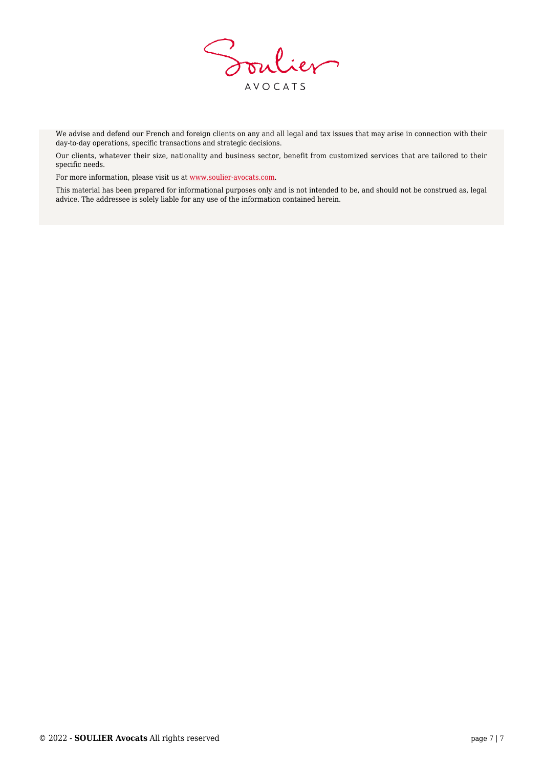We advise and defend our French and foreign clients on any and all legal and tax issues that may arise in connection with their day-to-day operations, specific transactions and strategic decisions.

Our clients, whatever their size, nationality and business sector, benefit from customized services that are tailored to their specific needs.

For more information, please visit us at [www.soulier-avocats.com](http://www.soulier-avocats.com).

This material has been prepared for informational purposes only and is not intended to be, and should not be construed as, legal advice. The addressee is solely liable for any use of the information contained herein.